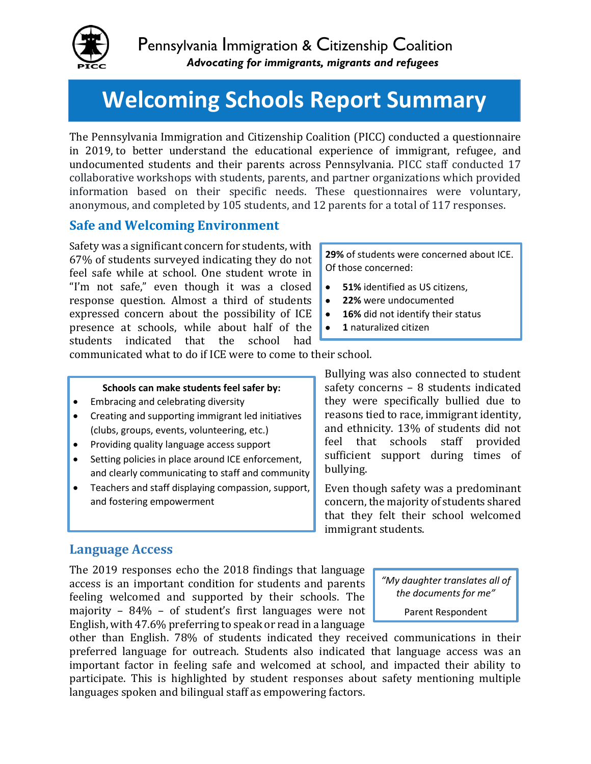Pennsylvania Immigration & Citizenship Coalition

*Advocating for immigrants, migrants and refugees*

# Welcoming Schools Report Summary

The Pennsylvania Immigration and Citizenship Coalition (PICC) conducted a questionnaire in 2019, to better understand the educational experience of immigrant, refugee, and undocumented students and their parents across Pennsylvania. PICC staff conducted 17 collaborative workshops with students, parents, and partner organizations which provided information based on their specific needs. These questionnaires were voluntary, anonymous, and completed by 105 students, and 12 parents for a total of 117 responses.

## Safe and Welcoming Environment

Safety was a significant concern for students, with 67% of students surveyed indicating they do not feel safe while at school. One student wrote in "I'm not safe," even though it was a closed response question. Almost a third of students expressed concern about the possibility of ICE presence at schools, while about half of the students indicated that the school had communicated what to do if ICE were to come to their school.

**29%** of students were concerned about ICE. Of those concerned:

- **51%** identified as US citizens,
- **22%** were undocumented
- **16%** did not identify their status
- **1** naturalized citizen

**Schools can make students feel safer by:**

- Embracing and celebrating diversity
- Creating and supporting immigrant led initiatives (clubs, groups, events, volunteering, etc.)
- Providing quality language access support
- Setting policies in place around ICE enforcement, and clearly communicating to staff and community
- Teachers and staff displaying compassion, support, and fostering empowerment

Bullying was also connected to student safety concerns – 8 students indicated they were specifically bullied due to reasons tied to race, immigrant identity, and ethnicity. 13% of students did not feel that schools staff provided sufficient support during times of bullying.

Even though safety was a predominant concern, the majority of students shared that they felt their school welcomed immigrant students.

## Language Access

The 2019 responses echo the 2018 findings that language access is an important condition for students and parents feeling welcomed and supported by their schools. The majority – 84% – of student's first languages were not English, with 47.6% preferring to speak or read in a language other than English. 78% of students indicated they received communications in their preferred language for outreach. Students also indicated that language access was an important factor in feeling safe and welcomed at school, and impacted their ability to participate. This is highlighted by student responses about safety mentioning multiple languages spoken and bilingual staff as empowering factors.

> *"My daughter translates all of the documents for me"*
>
> Parent Respondent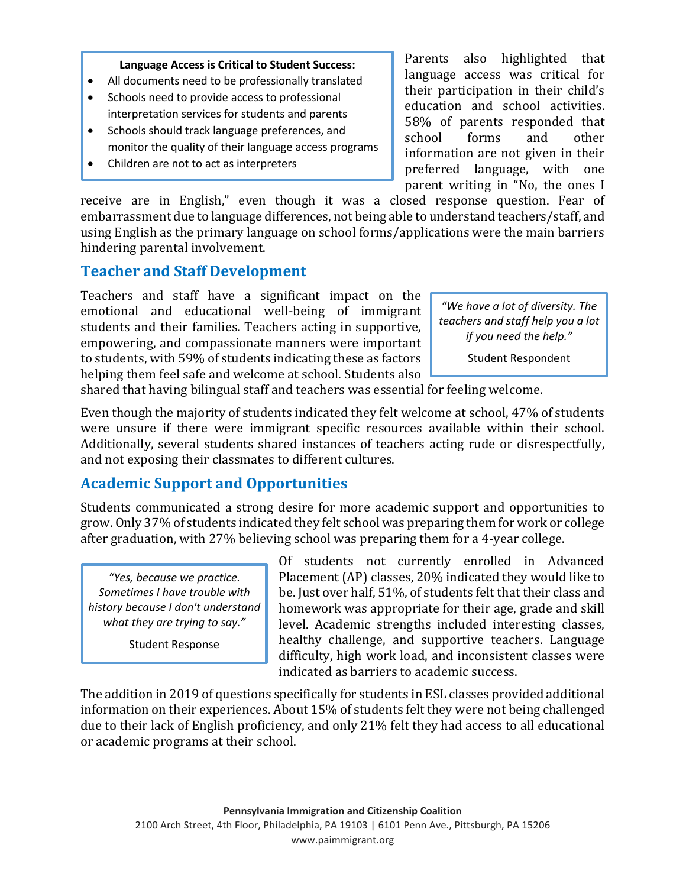**Language Access is Critical to Student Success:**

- All documents need to be professionally translated
- Schools need to provide access to professional interpretation services for students and parents
- Schools should track language preferences, and monitor the quality of their language access programs
- Children are not to act as interpreters

Parents also highlighted that language access was critical for their participation in their child's education and school activities. 58% of parents responded that school forms and other information are not given in their preferred language, with one parent writing in "No, the ones I receive are in English," even though it was a closed response question. Fear of embarrassment due to language differences, not being able to understand teachers/staff, and using English as the primary language on school forms/applications were the main barriers hindering parental involvement.

## Teacher and Staff Development

Teachers and staff have a significant impact on the emotional and educational well-being of immigrant students and their families. Teachers acting in supportive, empowering, and compassionate manners were important to students, with 59% of students indicating these as factors helping them feel safe and welcome at school. Students also shared that having bilingual staff and teachers was essential for feeling welcome.

> *"We have a lot of diversity. The teachers and staff help you a lot if you need the help."*
>
> Student Respondent

Even though the majority of students indicated they felt welcome at school, 47% of students were unsure if there were immigrant specific resources available within their school. Additionally, several students shared instances of teachers acting rude or disrespectfully, and not exposing their classmates to different cultures.

## Academic Support and Opportunities

Students communicated a strong desire for more academic support and opportunities to grow. Only 37% of students indicated they felt school was preparing them for work or college after graduation, with 27% believing school was preparing them for a 4-year college.

> *"Yes, because we practice. Sometimes I have trouble with history because I don't understand what they are trying to say."*
>
> Student Response

Of students not currently enrolled in Advanced Placement (AP) classes, 20% indicated they would like to be. Just over half, 51%, of students felt that their class and homework was appropriate for their age, grade and skill level. Academic strengths included interesting classes, healthy challenge, and supportive teachers. Language difficulty, high work load, and inconsistent classes were indicated as barriers to academic success.

The addition in 2019 of questions specifically for students in ESL classes provided additional information on their experiences. About 15% of students felt they were not being challenged due to their lack of English proficiency, and only 21% felt they had access to all educational or academic programs at their school.